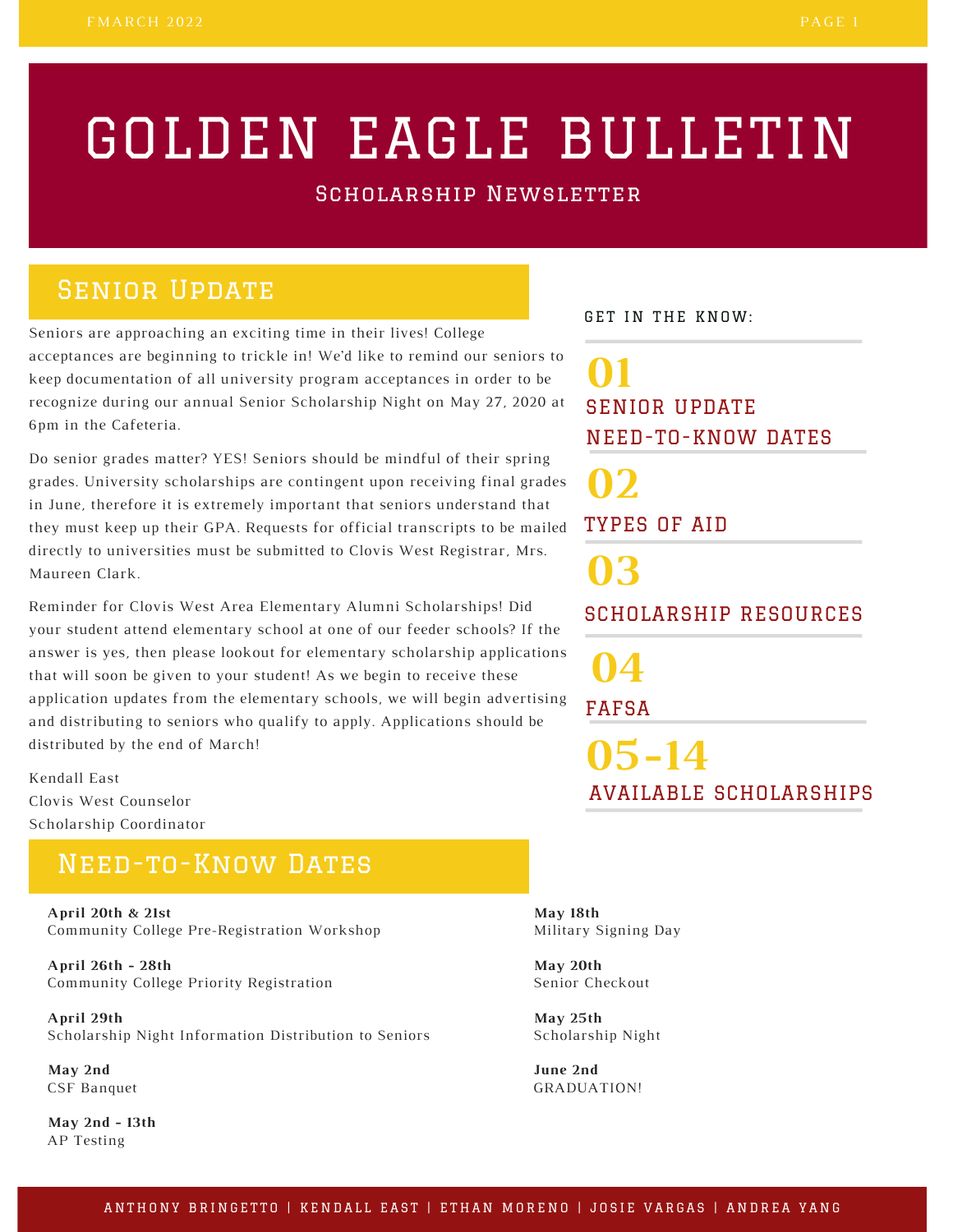# GOLDEN EAGLE BULLETIN

Scholarship Newsletter

## Senior Update

Seniors are approaching an exciting time in their lives! College acceptances are beginning to trickle in! We'd like to remind our seniors to keep documentation of all university program acceptances in order to be recognize during our annual Senior Scholarship Night on May 27, 2020 at 6pm in the Cafeteria.

Do senior grades matter? YES! Seniors should be mindful of their spring grades. University scholarships are contingent upon receiving final grades in June, therefore it is extremely important that seniors understand that they must keep up their GPA. Requests for official transcripts to be mailed directly to universities must be submitted to Clovis West Registrar, Mrs. Maureen Clark.

Reminder for Clovis West Area Elementary Alumni Scholarships! Did your student attend elementary school at one of our feeder schools? If the answer is yes, then please lookout for elementary scholarship applications that will soon be given to your student! As we begin to receive these application updates from the elementary schools, we will begin advertising and distributing to seniors who qualify to apply. Applications should be distributed by the end of March!

Kendall East
Clovis West Counselor
Scholarship Coordinator

GET IN THE KNOW:

- **01** SENIOR UPDATE NEED-TO-KNOW DATES
- **02** TYPES OF AID
- **03** SCHOLARSHIP RESOURCES
- **04** FAFSA
- **05-14** AVAILABLE SCHOLARSHIPS

## Need-to-Know Dates

**April 20th & 21st**
Community College Pre-Registration Workshop

**April 26th - 28th**
Community College Priority Registration

**April 29th**
Scholarship Night Information Distribution to Seniors

**May 2nd**
CSF Banquet

**May 2nd - 13th**
AP Testing

**May 18th**
Military Signing Day

**May 20th**
Senior Checkout

**May 25th**
Scholarship Night

**June 2nd**
GRADUATION!

ANTHONY BRINGETTO | KENDALL EAST | ETHAN MORENO | JOSIE VARGAS | ANDREA YANG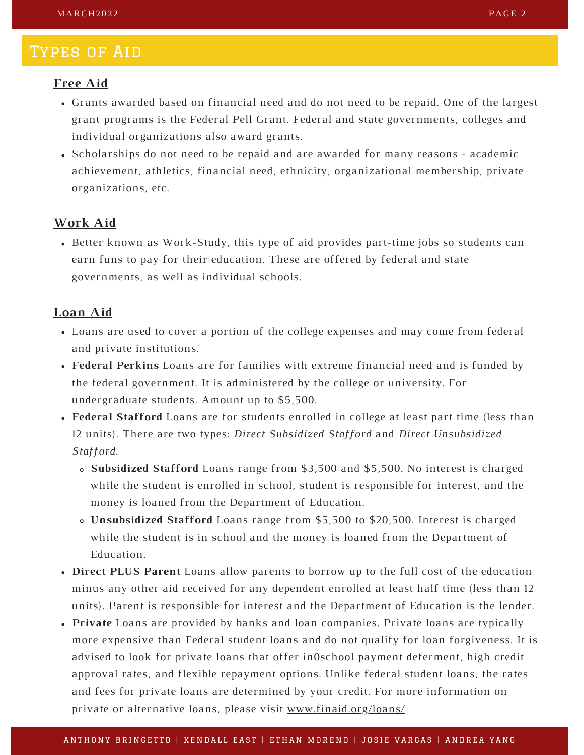## Types of Aid

### Free Aid

- Grants awarded based on financial need and do not need to be repaid. One of the largest grant programs is the Federal Pell Grant. Federal and state governments, colleges and individual organizations also award grants.
- Scholarships do not need to be repaid and are awarded for many reasons - academic achievement, athletics, financial need, ethnicity, organizational membership, private organizations, etc.

### Work Aid

- Better known as Work-Study, this type of aid provides part-time jobs so students can earn funs to pay for their education. These are offered by federal and state governments, as well as individual schools.

### Loan Aid

- Loans are used to cover a portion of the college expenses and may come from federal and private institutions.
- **Federal Perkins** Loans are for families with extreme financial need and is funded by the federal government. It is administered by the college or university. For undergraduate students. Amount up to $5,500.
- **Federal Stafford** Loans are for students enrolled in college at least part time (less than 12 units). There are two types: *Direct Subsidized Stafford* and *Direct Unsubsidized Stafford.*
  - **Subsidized Stafford** Loans range from $3,500 and $5,500. No interest is charged while the student is enrolled in school, student is responsible for interest, and the money is loaned from the Department of Education.
  - **Unsubsidized Stafford** Loans range from $5,500 to $20,500. Interest is charged while the student is in school and the money is loaned from the Department of Education.
- **Direct PLUS Parent** Loans allow parents to borrow up to the full cost of the education minus any other aid received for any dependent enrolled at least half time (less than 12 units). Parent is responsible for interest and the Department of Education is the lender.
- **Private** Loans are provided by banks and loan companies. Private loans are typically more expensive than Federal student loans and do not qualify for loan forgiveness. It is advised to look for private loans that offer in0school payment deferment, high credit approval rates, and flexible repayment options. Unlike federal student loans, the rates and fees for private loans are determined by your credit. For more information on private or alternative loans, please visit www.finaid.org/loans/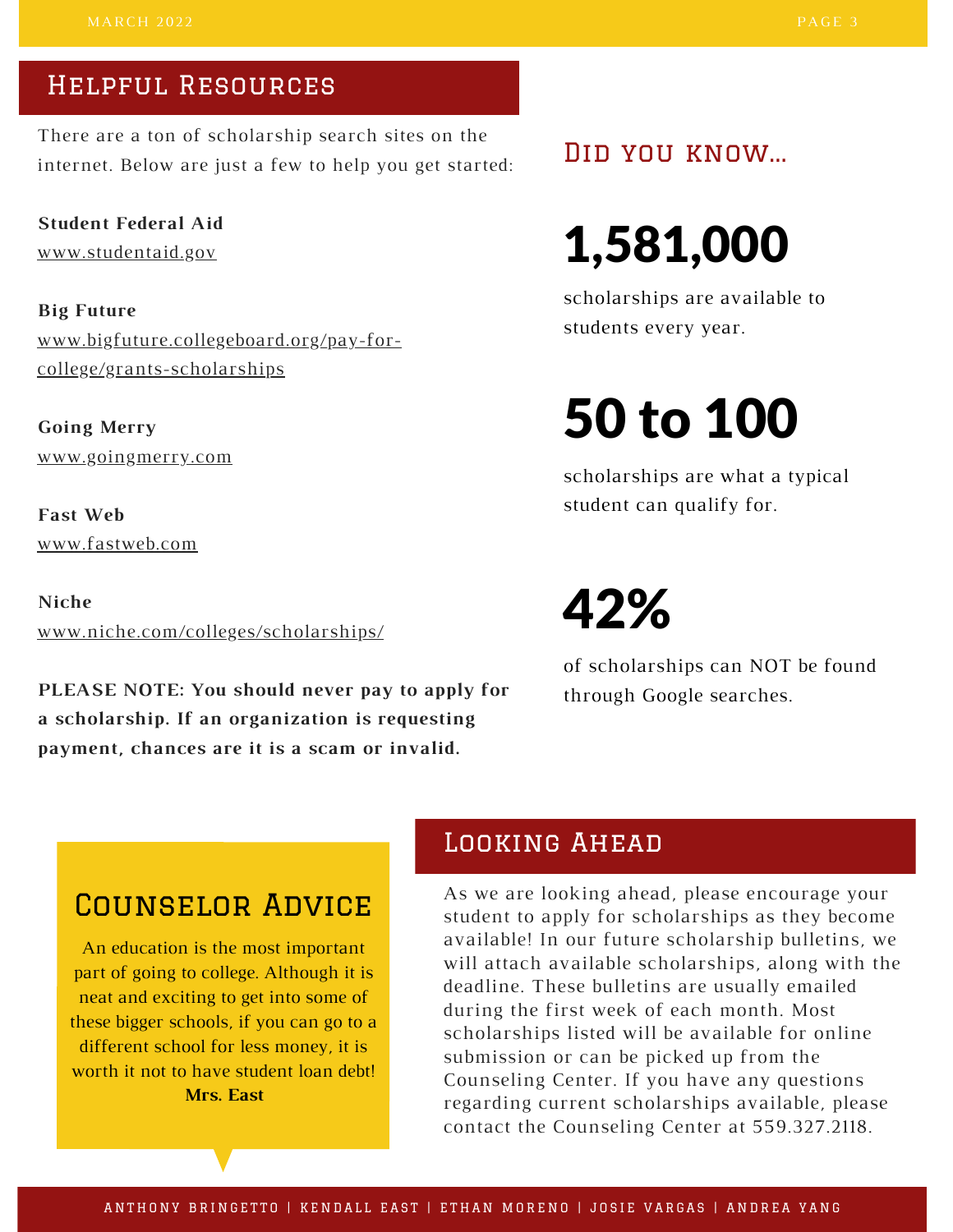## Helpful Resources

There are a ton of scholarship search sites on the internet. Below are just a few to help you get started:

**Student Federal Aid**
www.studentaid.gov

**Big Future**
www.bigfuture.collegeboard.org/pay-for-college/grants-scholarships

**Going Merry**
www.goingmerry.com

**Fast Web**
www.fastweb.com

**Niche**
www.niche.com/colleges/scholarships/

**PLEASE NOTE: You should never pay to apply for a scholarship. If an organization is requesting payment, chances are it is a scam or invalid.**

## Did you know...

# 1,581,000

scholarships are available to students every year.

# 50 to 100

scholarships are what a typical student can qualify for.

# 42%

of scholarships can NOT be found through Google searches.

## Counselor Advice

An education is the most important part of going to college. Although it is neat and exciting to get into some of these bigger schools, if you can go to a different school for less money, it is worth it not to have student loan debt!
**Mrs. East**

## Looking Ahead

As we are looking ahead, please encourage your student to apply for scholarships as they become available! In our future scholarship bulletins, we will attach available scholarships, along with the deadline. These bulletins are usually emailed during the first week of each month. Most scholarships listed will be available for online submission or can be picked up from the Counseling Center. If you have any questions regarding current scholarships available, please contact the Counseling Center at 559.327.2118.

ANTHONY BRINGETTO | KENDALL EAST | ETHAN MORENO | JOSIE VARGAS | ANDREA YANG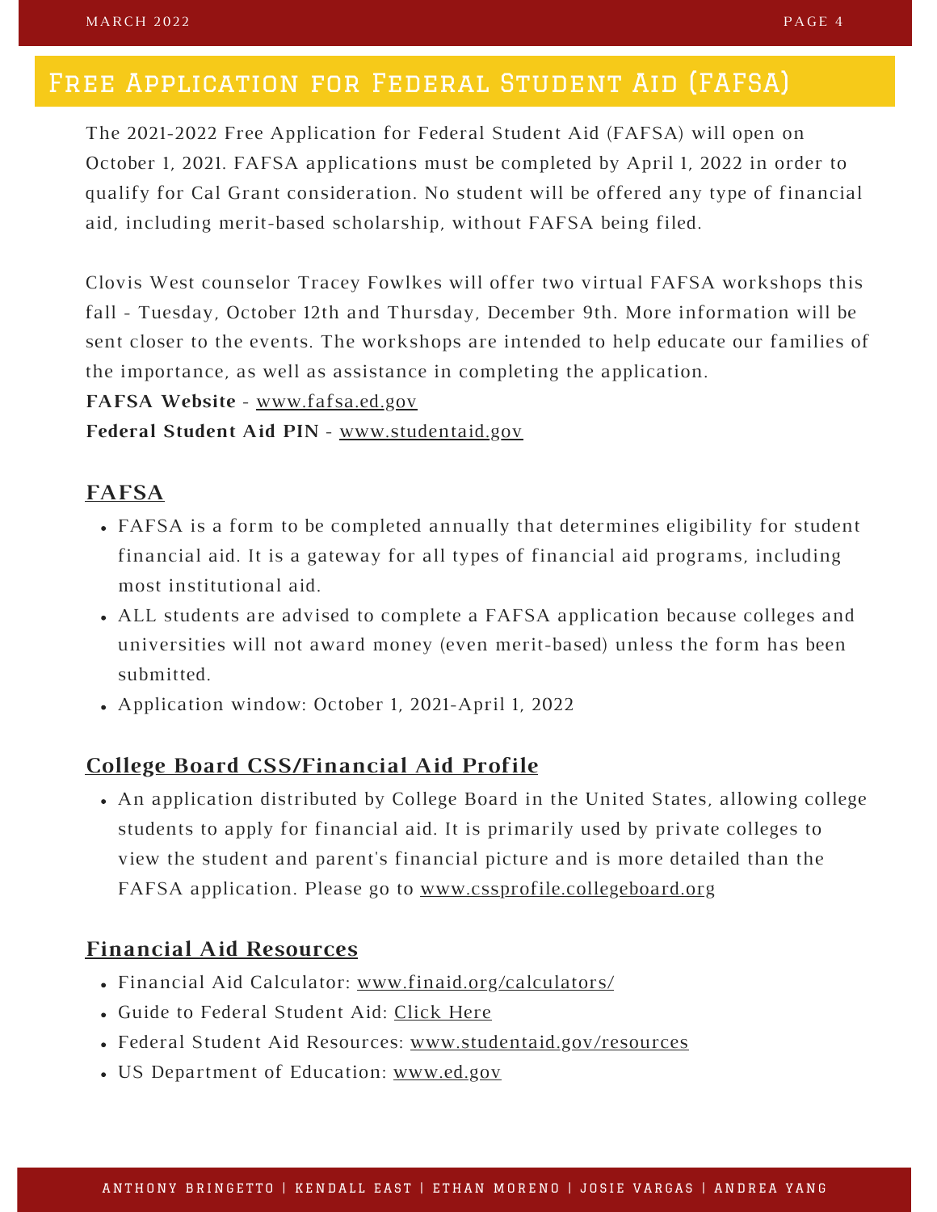# Free Application for Federal Student Aid (FAFSA)

The 2021-2022 Free Application for Federal Student Aid (FAFSA) will open on October 1, 2021. FAFSA applications must be completed by April 1, 2022 in order to qualify for Cal Grant consideration. No student will be offered any type of financial aid, including merit-based scholarship, without FAFSA being filed.

Clovis West counselor Tracey Fowlkes will offer two virtual FAFSA workshops this fall - Tuesday, October 12th and Thursday, December 9th. More information will be sent closer to the events. The workshops are intended to help educate our families of the importance, as well as assistance in completing the application.

**FAFSA Website** - www.fafsa.ed.gov

**Federal Student Aid PIN** - www.studentaid.gov

## FAFSA

- FAFSA is a form to be completed annually that determines eligibility for student financial aid. It is a gateway for all types of financial aid programs, including most institutional aid.
- ALL students are advised to complete a FAFSA application because colleges and universities will not award money (even merit-based) unless the form has been submitted.
- Application window: October 1, 2021-April 1, 2022

## College Board CSS/Financial Aid Profile

- An application distributed by College Board in the United States, allowing college students to apply for financial aid. It is primarily used by private colleges to view the student and parent's financial picture and is more detailed than the FAFSA application. Please go to www.cssprofile.collegeboard.org

## Financial Aid Resources

- Financial Aid Calculator: www.finaid.org/calculators/
- Guide to Federal Student Aid: Click Here
- Federal Student Aid Resources: www.studentaid.gov/resources
- US Department of Education: www.ed.gov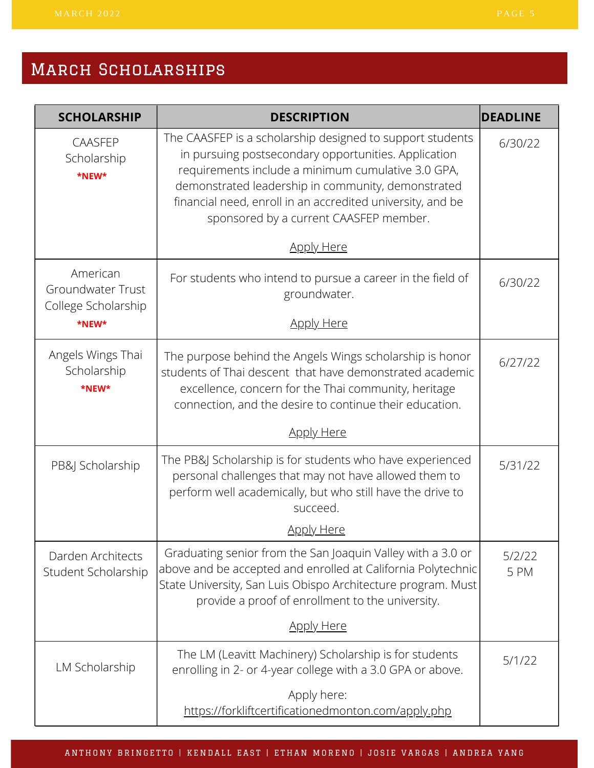## March Scholarships

| SCHOLARSHIP | DESCRIPTION | DEADLINE |
|---|---|---|
| CAASFEP Scholarship **\*NEW\*** | The CAASFEP is a scholarship designed to support students in pursuing postsecondary opportunities. Application requirements include a minimum cumulative 3.0 GPA, demonstrated leadership in community, demonstrated financial need, enroll in an accredited university, and be sponsored by a current CAASFEP member. <br><br> Apply Here | 6/30/22 |
| American Groundwater Trust College Scholarship **\*NEW\*** | For students who intend to pursue a career in the field of groundwater. <br><br> Apply Here | 6/30/22 |
| Angels Wings Thai Scholarship **\*NEW\*** | The purpose behind the Angels Wings scholarship is honor students of Thai descent that have demonstrated academic excellence, concern for the Thai community, heritage connection, and the desire to continue their education. <br><br> Apply Here | 6/27/22 |
| PB&J Scholarship | The PB&J Scholarship is for students who have experienced personal challenges that may not have allowed them to perform well academically, but who still have the drive to succeed. <br><br> Apply Here | 5/31/22 |
| Darden Architects Student Scholarship | Graduating senior from the San Joaquin Valley with a 3.0 or above and be accepted and enrolled at California Polytechnic State University, San Luis Obispo Architecture program. Must provide a proof of enrollment to the university. <br><br> Apply Here | 5/2/22 5 PM |
| LM Scholarship | The LM (Leavitt Machinery) Scholarship is for students enrolling in 2- or 4-year college with a 3.0 GPA or above. <br><br> Apply here: https://forkliftcertificationedmonton.com/apply.php | 5/1/22 |

ANTHONY BRINGETTO | KENDALL EAST | ETHAN MORENO | JOSIE VARGAS | ANDREA YANG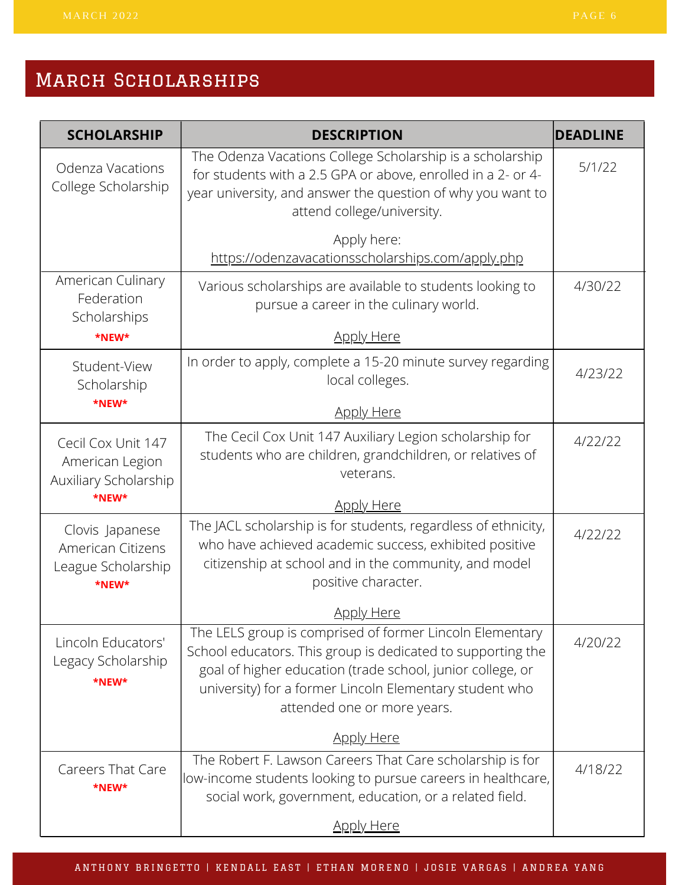## March Scholarships

| SCHOLARSHIP | DESCRIPTION | DEADLINE |
| --- | --- | --- |
| Odenza Vacations College Scholarship | The Odenza Vacations College Scholarship is a scholarship for students with a 2.5 GPA or above, enrolled in a 2- or 4-year university, and answer the question of why you want to attend college/university. Apply here: https://odenzavacationsscholarships.com/apply.php | 5/1/22 |
| American Culinary Federation Scholarships **\*NEW\*** | Various scholarships are available to students looking to pursue a career in the culinary world. Apply Here | 4/30/22 |
| Student-View Scholarship **\*NEW\*** | In order to apply, complete a 15-20 minute survey regarding local colleges. Apply Here | 4/23/22 |
| Cecil Cox Unit 147 American Legion Auxiliary Scholarship **\*NEW\*** | The Cecil Cox Unit 147 Auxiliary Legion scholarship for students who are children, grandchildren, or relatives of veterans. Apply Here | 4/22/22 |
| Clovis Japanese American Citizens League Scholarship **\*NEW\*** | The JACL scholarship is for students, regardless of ethnicity, who have achieved academic success, exhibited positive citizenship at school and in the community, and model positive character. Apply Here | 4/22/22 |
| Lincoln Educators' Legacy Scholarship **\*NEW\*** | The LELS group is comprised of former Lincoln Elementary School educators. This group is dedicated to supporting the goal of higher education (trade school, junior college, or university) for a former Lincoln Elementary student who attended one or more years. Apply Here | 4/20/22 |
| Careers That Care **\*NEW\*** | The Robert F. Lawson Careers That Care scholarship is for low-income students looking to pursue careers in healthcare, social work, government, education, or a related field. Apply Here | 4/18/22 |

ANTHONY BRINGETTO | KENDALL EAST | ETHAN MORENO | JOSIE VARGAS | ANDREA YANG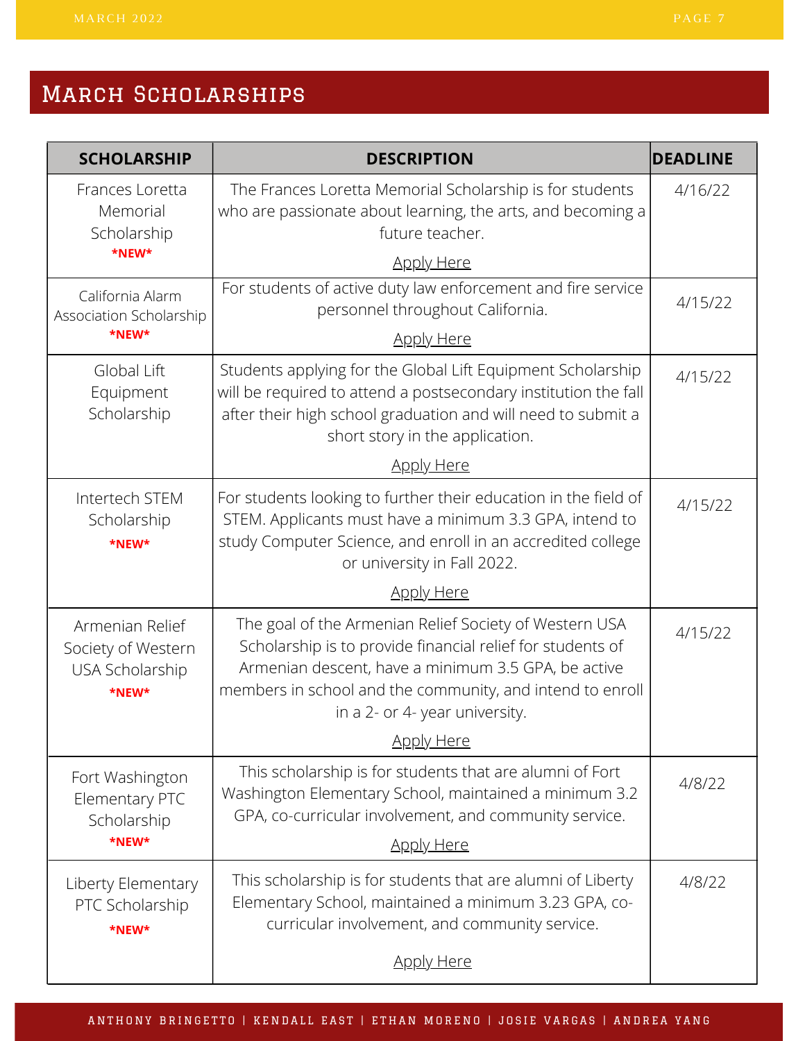# March Scholarships

| SCHOLARSHIP | DESCRIPTION | DEADLINE |
|---|---|---|
| Frances Loretta Memorial Scholarship **\*NEW\*** | The Frances Loretta Memorial Scholarship is for students who are passionate about learning, the arts, and becoming a future teacher. Apply Here | 4/16/22 |
| California Alarm Association Scholarship **\*NEW\*** | For students of active duty law enforcement and fire service personnel throughout California. Apply Here | 4/15/22 |
| Global Lift Equipment Scholarship | Students applying for the Global Lift Equipment Scholarship will be required to attend a postsecondary institution the fall after their high school graduation and will need to submit a short story in the application. Apply Here | 4/15/22 |
| Intertech STEM Scholarship **\*NEW\*** | For students looking to further their education in the field of STEM. Applicants must have a minimum 3.3 GPA, intend to study Computer Science, and enroll in an accredited college or university in Fall 2022. Apply Here | 4/15/22 |
| Armenian Relief Society of Western USA Scholarship **\*NEW\*** | The goal of the Armenian Relief Society of Western USA Scholarship is to provide financial relief for students of Armenian descent, have a minimum 3.5 GPA, be active members in school and the community, and intend to enroll in a 2- or 4- year university. Apply Here | 4/15/22 |
| Fort Washington Elementary PTC Scholarship **\*NEW\*** | This scholarship is for students that are alumni of Fort Washington Elementary School, maintained a minimum 3.2 GPA, co-curricular involvement, and community service. Apply Here | 4/8/22 |
| Liberty Elementary PTC Scholarship **\*NEW\*** | This scholarship is for students that are alumni of Liberty Elementary School, maintained a minimum 3.23 GPA, co-curricular involvement, and community service. Apply Here | 4/8/22 |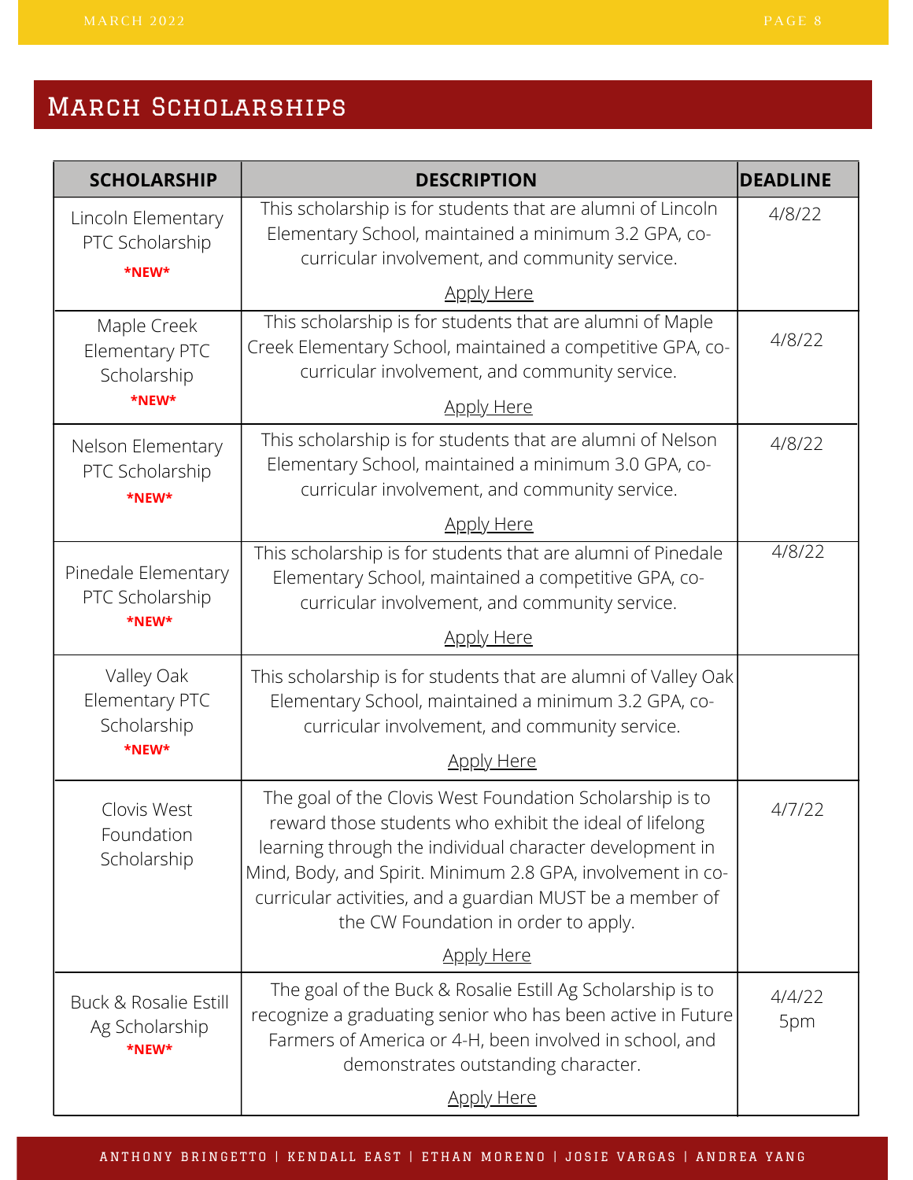## March Scholarships

| SCHOLARSHIP | DESCRIPTION | DEADLINE |
|---|---|---|
| Lincoln Elementary PTC Scholarship **\*NEW\*** | This scholarship is for students that are alumni of Lincoln Elementary School, maintained a minimum 3.2 GPA, co-curricular involvement, and community service. Apply Here | 4/8/22 |
| Maple Creek Elementary PTC Scholarship **\*NEW\*** | This scholarship is for students that are alumni of Maple Creek Elementary School, maintained a competitive GPA, co-curricular involvement, and community service. Apply Here | 4/8/22 |
| Nelson Elementary PTC Scholarship **\*NEW\*** | This scholarship is for students that are alumni of Nelson Elementary School, maintained a minimum 3.0 GPA, co-curricular involvement, and community service. Apply Here | 4/8/22 |
| Pinedale Elementary PTC Scholarship **\*NEW\*** | This scholarship is for students that are alumni of Pinedale Elementary School, maintained a competitive GPA, co-curricular involvement, and community service. Apply Here | 4/8/22 |
| Valley Oak Elementary PTC Scholarship **\*NEW\*** | This scholarship is for students that are alumni of Valley Oak Elementary School, maintained a minimum 3.2 GPA, co-curricular involvement, and community service. Apply Here | |
| Clovis West Foundation Scholarship | The goal of the Clovis West Foundation Scholarship is to reward those students who exhibit the ideal of lifelong learning through the individual character development in Mind, Body, and Spirit. Minimum 2.8 GPA, involvement in co-curricular activities, and a guardian MUST be a member of the CW Foundation in order to apply. Apply Here | 4/7/22 |
| Buck & Rosalie Estill Ag Scholarship **\*NEW\*** | The goal of the Buck & Rosalie Estill Ag Scholarship is to recognize a graduating senior who has been active in Future Farmers of America or 4-H, been involved in school, and demonstrates outstanding character. Apply Here | 4/4/22 5pm |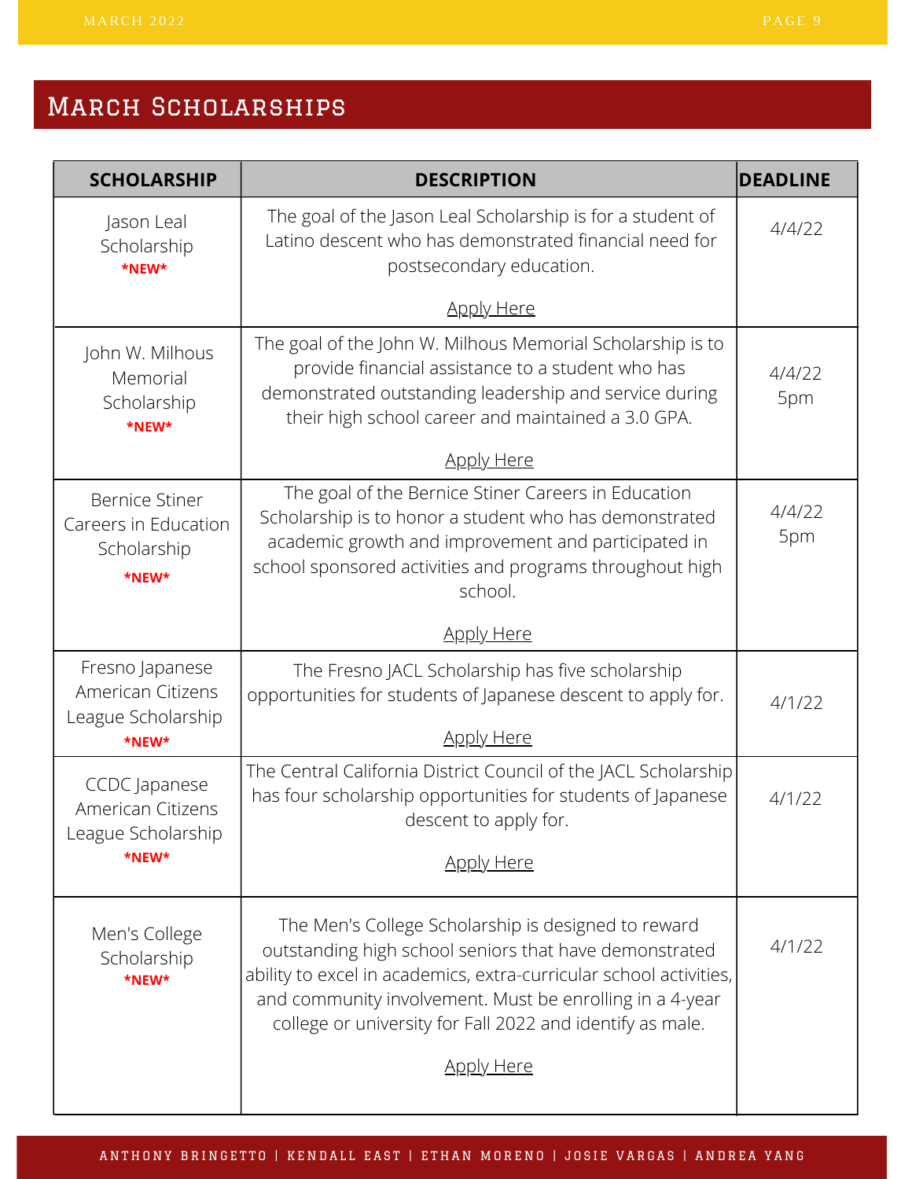# March Scholarships

| SCHOLARSHIP | DESCRIPTION | DEADLINE |
|---|---|---|
| Jason Leal Scholarship **\*NEW\*** | The goal of the Jason Leal Scholarship is for a student of Latino descent who has demonstrated financial need for postsecondary education. Apply Here | 4/4/22 |
| John W. Milhous Memorial Scholarship **\*NEW\*** | The goal of the John W. Milhous Memorial Scholarship is to provide financial assistance to a student who has demonstrated outstanding leadership and service during their high school career and maintained a 3.0 GPA. Apply Here | 4/4/22 5pm |
| Bernice Stiner Careers in Education Scholarship **\*NEW\*** | The goal of the Bernice Stiner Careers in Education Scholarship is to honor a student who has demonstrated academic growth and improvement and participated in school sponsored activities and programs throughout high school. Apply Here | 4/4/22 5pm |
| Fresno Japanese American Citizens League Scholarship **\*NEW\*** | The Fresno JACL Scholarship has five scholarship opportunities for students of Japanese descent to apply for. Apply Here | 4/1/22 |
| CCDC Japanese American Citizens League Scholarship **\*NEW\*** | The Central California District Council of the JACL Scholarship has four scholarship opportunities for students of Japanese descent to apply for. Apply Here | 4/1/22 |
| Men's College Scholarship **\*NEW\*** | The Men's College Scholarship is designed to reward outstanding high school seniors that have demonstrated ability to excel in academics, extra-curricular school activities, and community involvement. Must be enrolling in a 4-year college or university for Fall 2022 and identify as male. Apply Here | 4/1/22 |

ANTHONY BRINGETTO | KENDALL EAST | ETHAN MORENO | JOSIE VARGAS | ANDREA YANG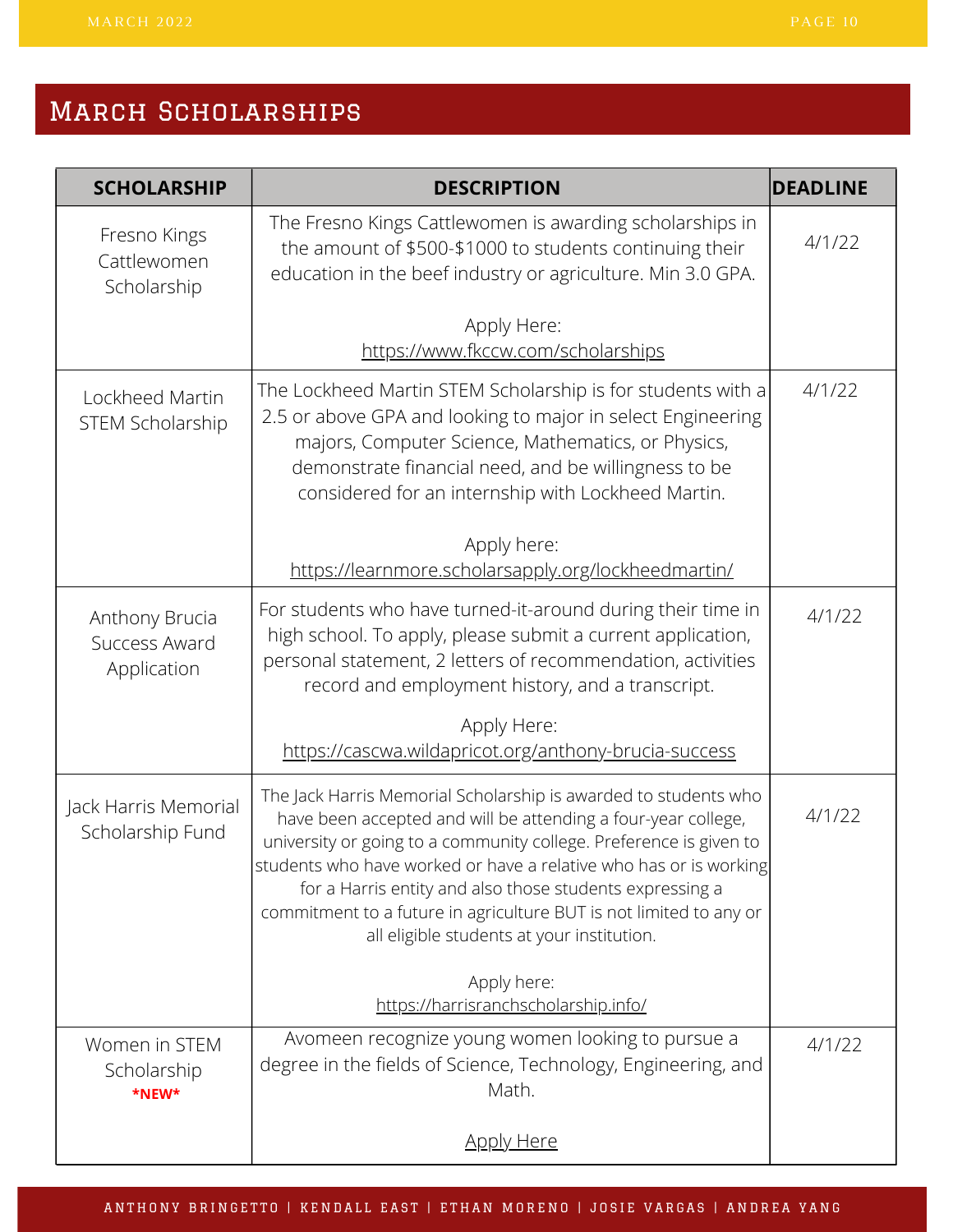# March Scholarships

| SCHOLARSHIP | DESCRIPTION | DEADLINE |
|---|---|---|
| Fresno Kings Cattlewomen Scholarship | The Fresno Kings Cattlewomen is awarding scholarships in the amount of $500-$1000 to students continuing their education in the beef industry or agriculture. Min 3.0 GPA.<br><br>Apply Here:<br>https://www.fkccw.com/scholarships | 4/1/22 |
| Lockheed Martin STEM Scholarship | The Lockheed Martin STEM Scholarship is for students with a 2.5 or above GPA and looking to major in select Engineering majors, Computer Science, Mathematics, or Physics, demonstrate financial need, and be willingness to be considered for an internship with Lockheed Martin.<br><br>Apply here:<br>https://learnmore.scholarsapply.org/lockheedmartin/ | 4/1/22 |
| Anthony Brucia Success Award Application | For students who have turned-it-around during their time in high school. To apply, please submit a current application, personal statement, 2 letters of recommendation, activities record and employment history, and a transcript.<br><br>Apply Here:<br>https://cascwa.wildapricot.org/anthony-brucia-success | 4/1/22 |
| Jack Harris Memorial Scholarship Fund | The Jack Harris Memorial Scholarship is awarded to students who have been accepted and will be attending a four-year college, university or going to a community college. Preference is given to students who have worked or have a relative who has or is working for a Harris entity and also those students expressing a commitment to a future in agriculture BUT is not limited to any or all eligible students at your institution.<br><br>Apply here:<br>https://harrisranchscholarship.info/ | 4/1/22 |
| Women in STEM Scholarship **\*NEW\*** | Avomeen recognize young women looking to pursue a degree in the fields of Science, Technology, Engineering, and Math.<br><br>Apply Here | 4/1/22 |

ANTHONY BRINGETTO | KENDALL EAST | ETHAN MORENO | JOSIE VARGAS | ANDREA YANG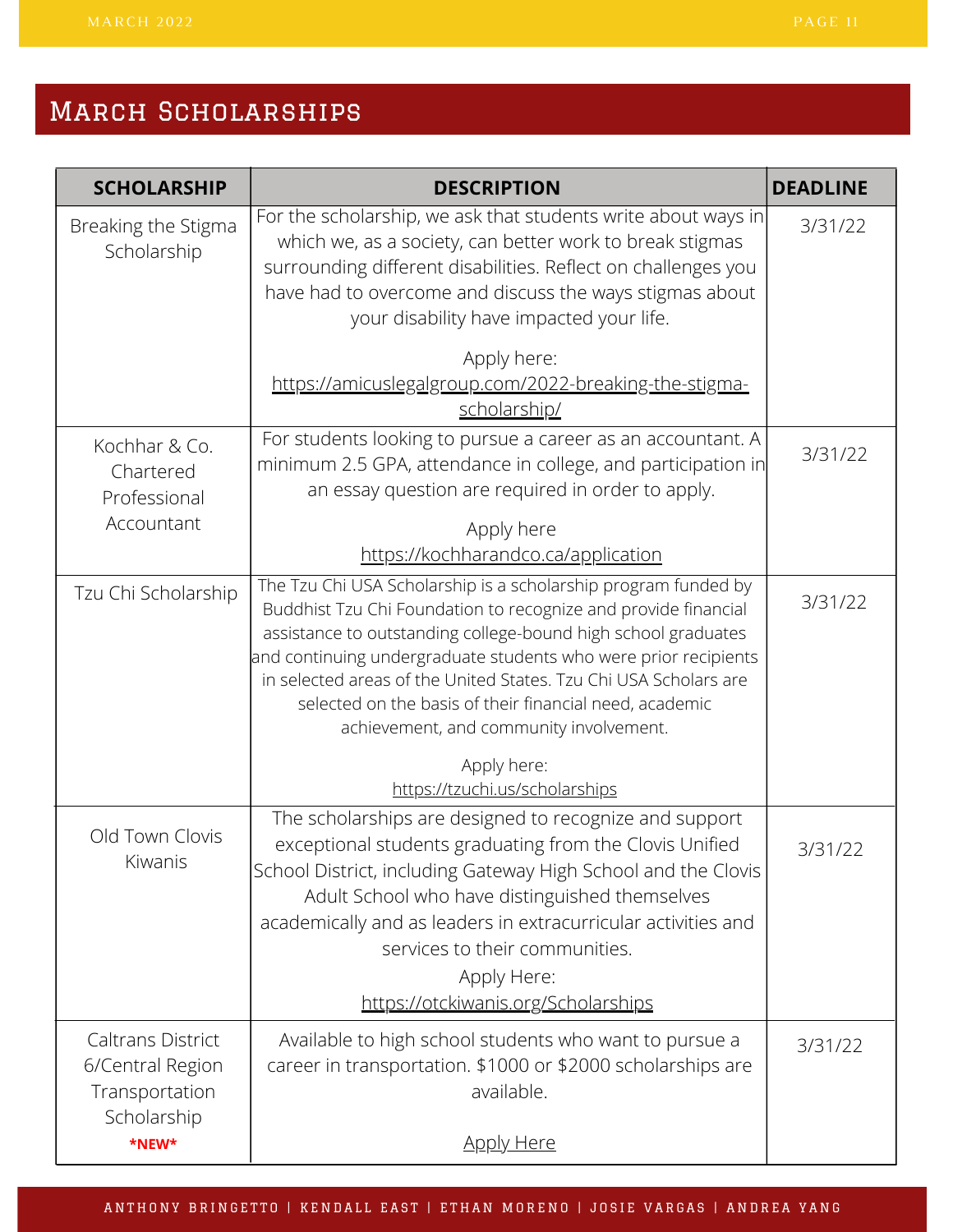## March Scholarships

| SCHOLARSHIP | DESCRIPTION | DEADLINE |
|---|---|---|
| Breaking the Stigma Scholarship | For the scholarship, we ask that students write about ways in which we, as a society, can better work to break stigmas surrounding different disabilities. Reflect on challenges you have had to overcome and discuss the ways stigmas about your disability have impacted your life.<br><br>Apply here: https://amicuslegalgroup.com/2022-breaking-the-stigma-scholarship/ | 3/31/22 |
| Kochhar & Co. Chartered Professional Accountant | For students looking to pursue a career as an accountant. A minimum 2.5 GPA, attendance in college, and participation in an essay question are required in order to apply.<br><br>Apply here https://kochharandco.ca/application | 3/31/22 |
| Tzu Chi Scholarship | The Tzu Chi USA Scholarship is a scholarship program funded by Buddhist Tzu Chi Foundation to recognize and provide financial assistance to outstanding college-bound high school graduates and continuing undergraduate students who were prior recipients in selected areas of the United States. Tzu Chi USA Scholars are selected on the basis of their financial need, academic achievement, and community involvement.<br><br>Apply here: https://tzuchi.us/scholarships | 3/31/22 |
| Old Town Clovis Kiwanis | The scholarships are designed to recognize and support exceptional students graduating from the Clovis Unified School District, including Gateway High School and the Clovis Adult School who have distinguished themselves academically and as leaders in extracurricular activities and services to their communities.<br>Apply Here: https://otckiwanis.org/Scholarships | 3/31/22 |
| Caltrans District 6/Central Region Transportation Scholarship **\*NEW\*** | Available to high school students who want to pursue a career in transportation. $1000 or $2000 scholarships are available.<br><br>Apply Here | 3/31/22 |

ANTHONY BRINGETTO | KENDALL EAST | ETHAN MORENO | JOSIE VARGAS | ANDREA YANG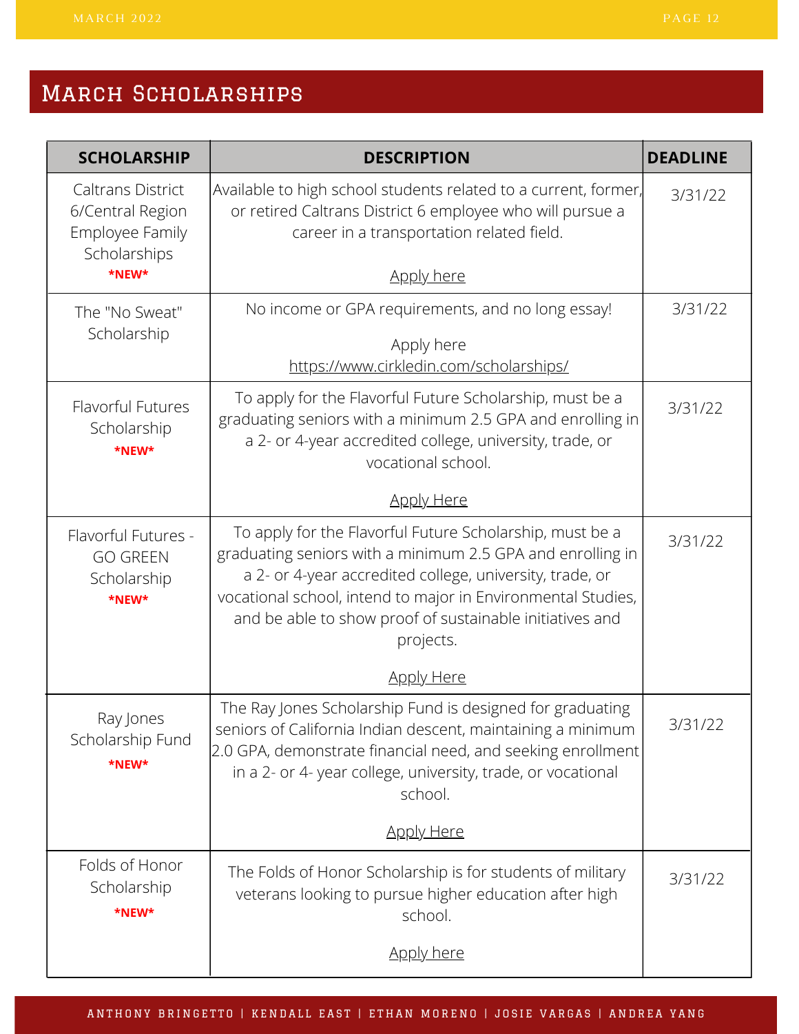## March Scholarships

| SCHOLARSHIP | DESCRIPTION | DEADLINE |
|---|---|---|
| Caltrans District 6/Central Region Employee Family Scholarships **\*NEW\*** | Available to high school students related to a current, former, or retired Caltrans District 6 employee who will pursue a career in a transportation related field. Apply here | 3/31/22 |
| The "No Sweat" Scholarship | No income or GPA requirements, and no long essay! Apply here https://www.cirkledin.com/scholarships/ | 3/31/22 |
| Flavorful Futures Scholarship **\*NEW\*** | To apply for the Flavorful Future Scholarship, must be a graduating seniors with a minimum 2.5 GPA and enrolling in a 2- or 4-year accredited college, university, trade, or vocational school. Apply Here | 3/31/22 |
| Flavorful Futures - GO GREEN Scholarship **\*NEW\*** | To apply for the Flavorful Future Scholarship, must be a graduating seniors with a minimum 2.5 GPA and enrolling in a 2- or 4-year accredited college, university, trade, or vocational school, intend to major in Environmental Studies, and be able to show proof of sustainable initiatives and projects. Apply Here | 3/31/22 |
| Ray Jones Scholarship Fund **\*NEW\*** | The Ray Jones Scholarship Fund is designed for graduating seniors of California Indian descent, maintaining a minimum 2.0 GPA, demonstrate financial need, and seeking enrollment in a 2- or 4- year college, university, trade, or vocational school. Apply Here | 3/31/22 |
| Folds of Honor Scholarship **\*NEW\*** | The Folds of Honor Scholarship is for students of military veterans looking to pursue higher education after high school. Apply here | 3/31/22 |

ANTHONY BRINGETTO | KENDALL EAST | ETHAN MORENO | JOSIE VARGAS | ANDREA YANG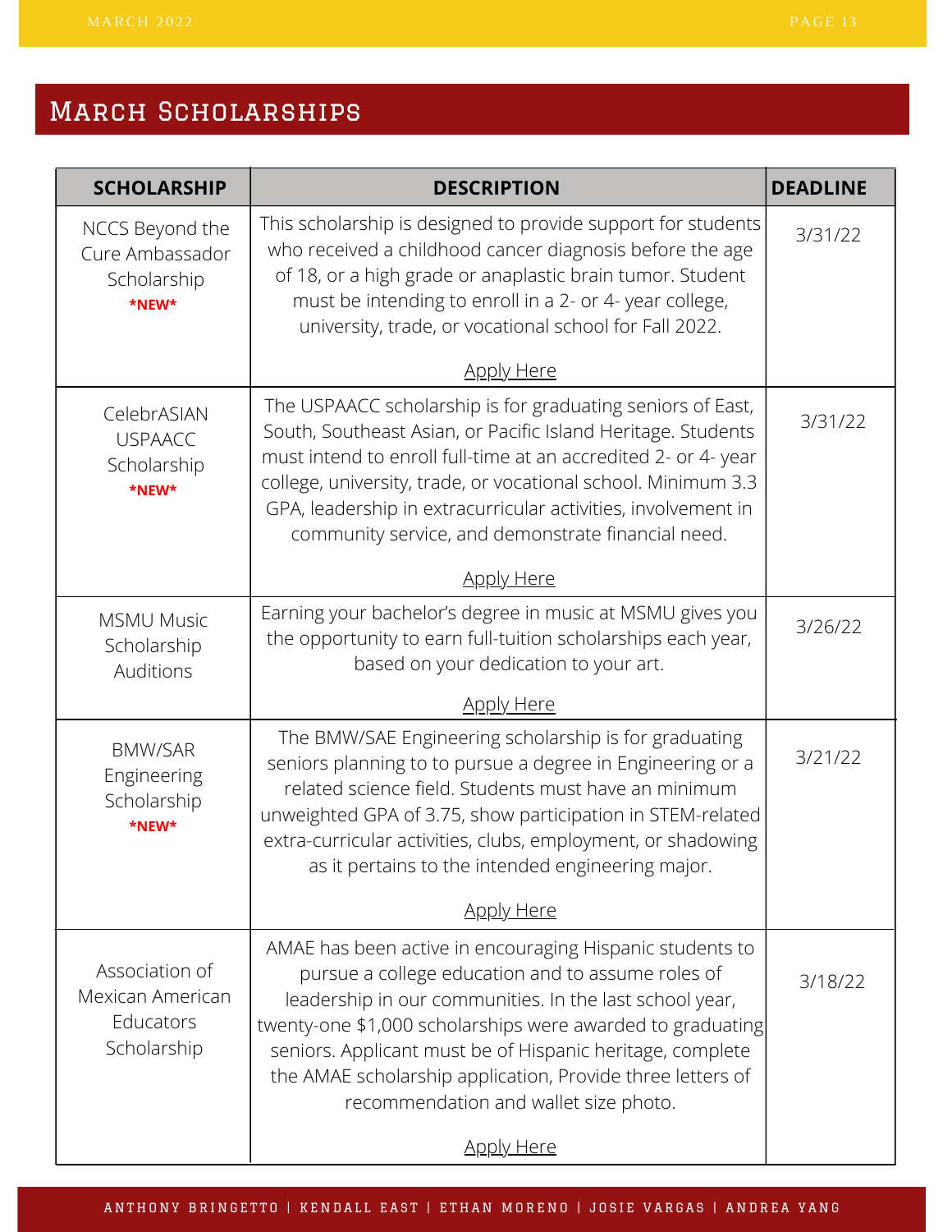## March Scholarships

| SCHOLARSHIP | DESCRIPTION | DEADLINE |
|---|---|---|
| NCCS Beyond the Cure Ambassador Scholarship **\*NEW\*** | This scholarship is designed to provide support for students who received a childhood cancer diagnosis before the age of 18, or a high grade or anaplastic brain tumor. Student must be intending to enroll in a 2- or 4- year college, university, trade, or vocational school for Fall 2022. Apply Here | 3/31/22 |
| CelebrASIAN USPAACC Scholarship **\*NEW\*** | The USPAACC scholarship is for graduating seniors of East, South, Southeast Asian, or Pacific Island Heritage. Students must intend to enroll full-time at an accredited 2- or 4- year college, university, trade, or vocational school. Minimum 3.3 GPA, leadership in extracurricular activities, involvement in community service, and demonstrate financial need. Apply Here | 3/31/22 |
| MSMU Music Scholarship Auditions | Earning your bachelor's degree in music at MSMU gives you the opportunity to earn full-tuition scholarships each year, based on your dedication to your art. Apply Here | 3/26/22 |
| BMW/SAR Engineering Scholarship **\*NEW\*** | The BMW/SAE Engineering scholarship is for graduating seniors planning to to pursue a degree in Engineering or a related science field. Students must have an minimum unweighted GPA of 3.75, show participation in STEM-related extra-curricular activities, clubs, employment, or shadowing as it pertains to the intended engineering major. Apply Here | 3/21/22 |
| Association of Mexican American Educators Scholarship | AMAE has been active in encouraging Hispanic students to pursue a college education and to assume roles of leadership in our communities. In the last school year, twenty-one $1,000 scholarships were awarded to graduating seniors. Applicant must be of Hispanic heritage, complete the AMAE scholarship application, Provide three letters of recommendation and wallet size photo. Apply Here | 3/18/22 |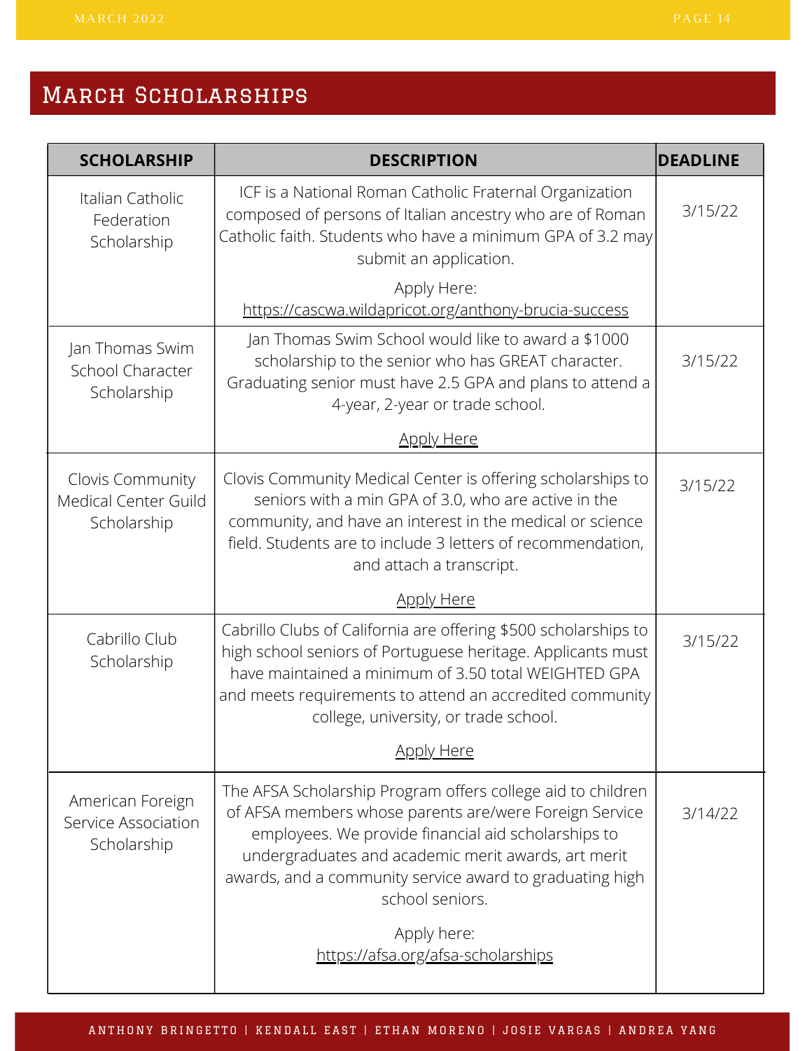## March Scholarships

| SCHOLARSHIP | DESCRIPTION | DEADLINE |
|---|---|---|
| Italian Catholic Federation Scholarship | ICF is a National Roman Catholic Fraternal Organization composed of persons of Italian ancestry who are of Roman Catholic faith. Students who have a minimum GPA of 3.2 may submit an application. Apply Here: https://cascwa.wildapricot.org/anthony-brucia-success | 3/15/22 |
| Jan Thomas Swim School Character Scholarship | Jan Thomas Swim School would like to award a $1000 scholarship to the senior who has GREAT character. Graduating senior must have 2.5 GPA and plans to attend a 4-year, 2-year or trade school. Apply Here | 3/15/22 |
| Clovis Community Medical Center Guild Scholarship | Clovis Community Medical Center is offering scholarships to seniors with a min GPA of 3.0, who are active in the community, and have an interest in the medical or science field. Students are to include 3 letters of recommendation, and attach a transcript. Apply Here | 3/15/22 |
| Cabrillo Club Scholarship | Cabrillo Clubs of California are offering $500 scholarships to high school seniors of Portuguese heritage. Applicants must have maintained a minimum of 3.50 total WEIGHTED GPA and meets requirements to attend an accredited community college, university, or trade school. Apply Here | 3/15/22 |
| American Foreign Service Association Scholarship | The AFSA Scholarship Program offers college aid to children of AFSA members whose parents are/were Foreign Service employees. We provide financial aid scholarships to undergraduates and academic merit awards, art merit awards, and a community service award to graduating high school seniors. Apply here: https://afsa.org/afsa-scholarships | 3/14/22 |

ANTHONY BRINGETTO | KENDALL EAST | ETHAN MORENO | JOSIE VARGAS | ANDREA YANG